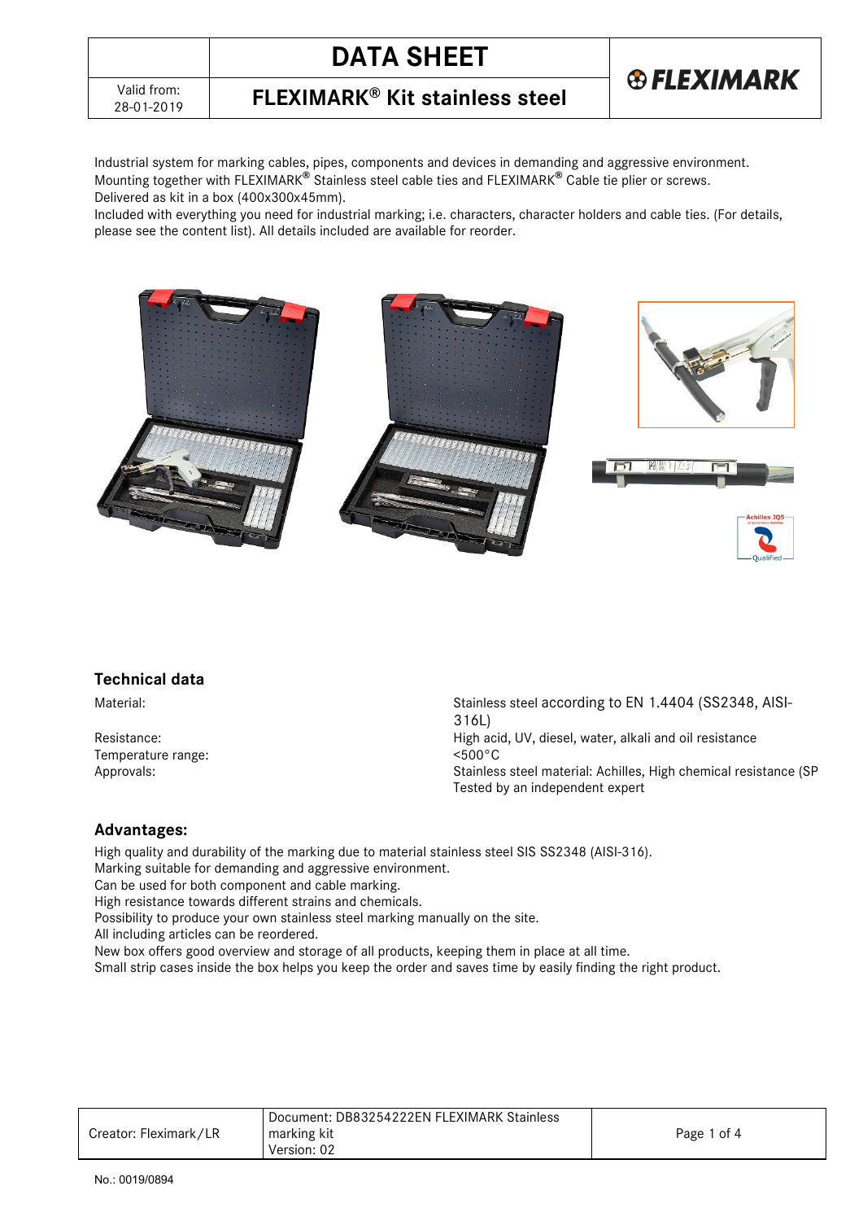# DATA SHEET

## FLEXIMARK® Kit stainless steel

Valid from: 28-01-2019

Industrial system for marking cables, pipes, components and devices in demanding and aggressive environment.
Mounting together with FLEXIMARK® Stainless steel cable ties and FLEXIMARK® Cable tie plier or screws.
Delivered as kit in a box (400x300x45mm).
Included with everything you need for industrial marking; i.e. characters, character holders and cable ties. (For details, please see the content list). All details included are available for reorder.

### Technical data

| | |
|---|---|
| Material: | Stainless steel according to EN 1.4404 (SS2348, AISI-316L) |
| Resistance: | High acid, UV, diesel, water, alkali and oil resistance |
| Temperature range: | <500°C |
| Approvals: | Stainless steel material: Achilles, High chemical resistance (SP Tested by an independent expert |

### Advantages:

High quality and durability of the marking due to material stainless steel SIS SS2348 (AISI-316).
Marking suitable for demanding and aggressive environment.
Can be used for both component and cable marking.
High resistance towards different strains and chemicals.
Possibility to produce your own stainless steel marking manually on the site.
All including articles can be reordered.
New box offers good overview and storage of all products, keeping them in place at all time.
Small strip cases inside the box helps you keep the order and saves time by easily finding the right product.

| | | |
|---|---|---|
| Creator: Fleximark/LR | Document: DB83254222EN FLEXIMARK Stainless marking kit Version: 02 | |

No.: 0019/0894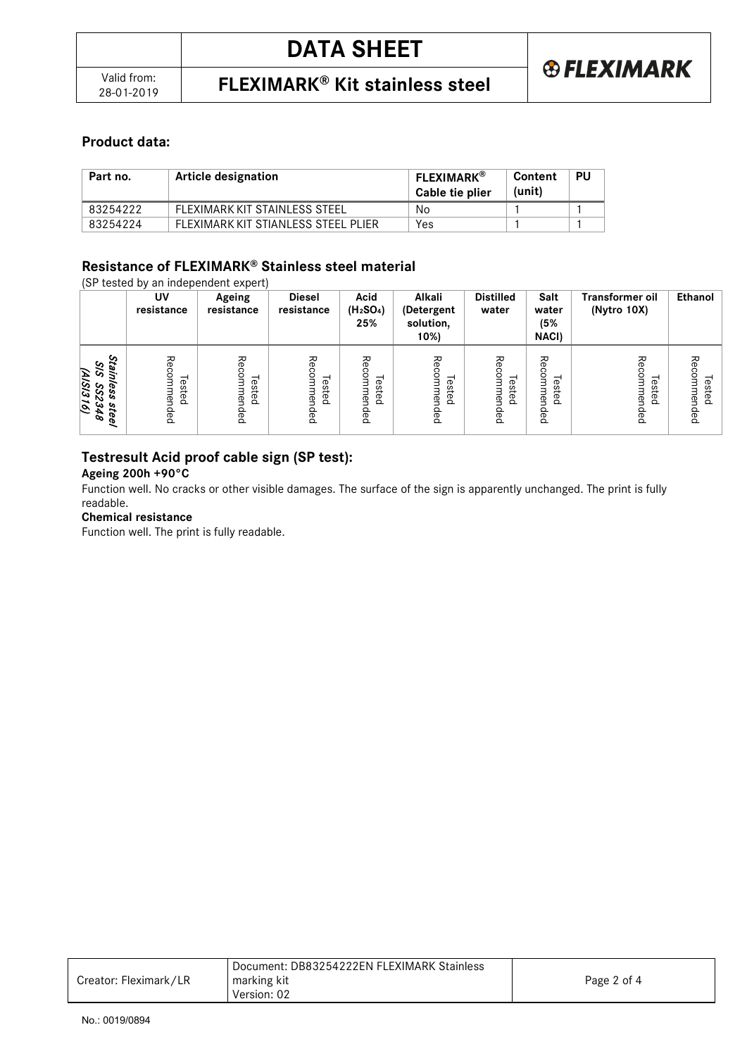## Product data:

| Part no. | Article designation | FLEXIMARK® Cable tie plier | Content (unit) | PU |
|---|---|---|---|---|
| 83254222 | FLEXIMARK KIT STAINLESS STEEL | No | 1 | 1 |
| 83254224 | FLEXIMARK KIT STIANLESS STEEL PLIER | Yes | 1 | 1 |

## Resistance of FLEXIMARK® Stainless steel material

(SP tested by an independent expert)

| | UV resistance | Ageing resistance | Diesel resistance | Acid ($H_2SO_4$) 25% | Alkali (Detergent solution, 10%) | Distilled water | Salt water (5% NACl) | Transformer oil (Nytro 10X) | Ethanol |
|---|---|---|---|---|---|---|---|---|---|
| ***Stainless steel SIS SS2348 (AISI316)*** | Tested Recommended | Tested Recommended | Tested Recommended | Tested Recommended | Tested Recommended | Tested Recommended | Tested Recommended | Tested Recommended | Tested Recommended |

## Testresult Acid proof cable sign (SP test):

**Ageing 200h +90°C**

Function well. No cracks or other visible damages. The surface of the sign is apparently unchanged. The print is fully readable.

**Chemical resistance**

Function well. The print is fully readable.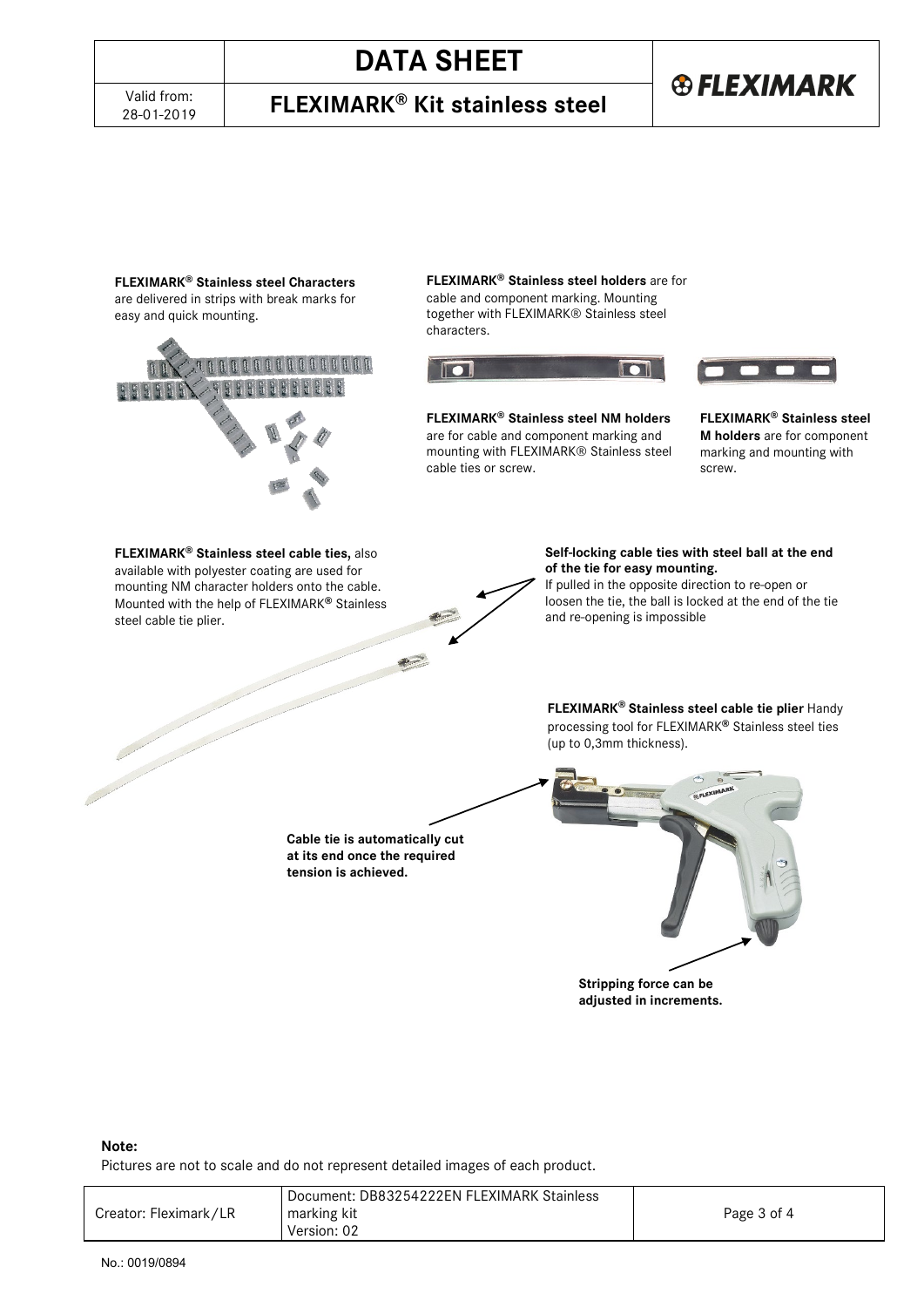**FLEXIMARK® Stainless steel Characters** are delivered in strips with break marks for easy and quick mounting.

**FLEXIMARK® Stainless steel holders** are for cable and component marking. Mounting together with FLEXIMARK® Stainless steel characters.

**FLEXIMARK® Stainless steel NM holders** are for cable and component marking and mounting with FLEXIMARK® Stainless steel cable ties or screw.

**FLEXIMARK® Stainless steel M holders** are for component marking and mounting with screw.

**FLEXIMARK® Stainless steel cable ties,** also available with polyester coating are used for mounting NM character holders onto the cable. Mounted with the help of FLEXIMARK® Stainless steel cable tie plier.

**Self-locking cable ties with steel ball at the end of the tie for easy mounting.**
If pulled in the opposite direction to re-open or loosen the tie, the ball is locked at the end of the tie and re-opening is impossible

**FLEXIMARK® Stainless steel cable tie plier** Handy processing tool for FLEXIMARK® Stainless steel ties (up to 0,3mm thickness).

**Cable tie is automatically cut at its end once the required tension is achieved.**

**Stripping force can be adjusted in increments.**

**Note:**
Pictures are not to scale and do not represent detailed images of each product.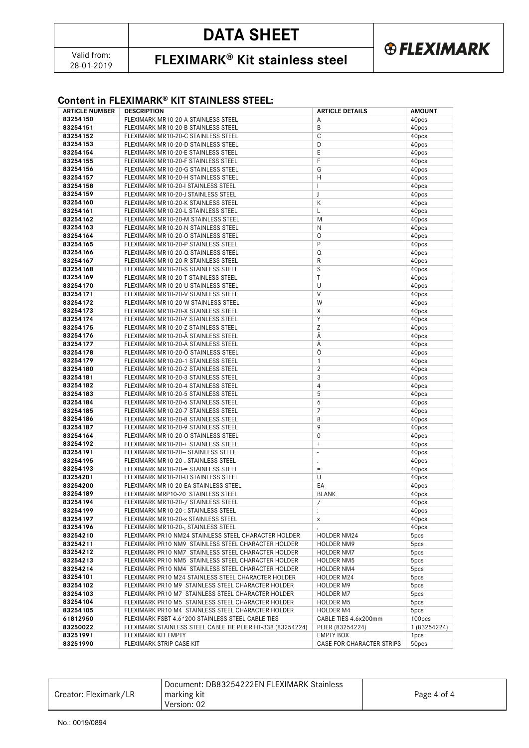## Content in FLEXIMARK® KIT STAINLESS STEEL:

| ARTICLE NUMBER | DESCRIPTION | ARTICLE DETAILS | AMOUNT |
|---|---|---|---|
| 83254150 | FLEXIMARK MR10-20-A STAINLESS STEEL | A | 40pcs |
| 83254151 | FLEXIMARK MR10-20-B STAINLESS STEEL | B | 40pcs |
| 83254152 | FLEXIMARK MR10-20-C STAINLESS STEEL | C | 40pcs |
| 83254153 | FLEXIMARK MR10-20-D STAINLESS STEEL | D | 40pcs |
| 83254154 | FLEXIMARK MR10-20-E STAINLESS STEEL | E | 40pcs |
| 83254155 | FLEXIMARK MR10-20-F STAINLESS STEEL | F | 40pcs |
| 83254156 | FLEXIMARK MR10-20-G STAINLESS STEEL | G | 40pcs |
| 83254157 | FLEXIMARK MR10-20-H STAINLESS STEEL | H | 40pcs |
| 83254158 | FLEXIMARK MR10-20-I STAINLESS STEEL | I | 40pcs |
| 83254159 | FLEXIMARK MR10-20-J STAINLESS STEEL | J | 40pcs |
| 83254160 | FLEXIMARK MR10-20-K STAINLESS STEEL | K | 40pcs |
| 83254161 | FLEXIMARK MR10-20-L STAINLESS STEEL | L | 40pcs |
| 83254162 | FLEXIMARK MR10-20-M STAINLESS STEEL | M | 40pcs |
| 83254163 | FLEXIMARK MR10-20-N STAINLESS STEEL | N | 40pcs |
| 83254164 | FLEXIMARK MR10-20-O STAINLESS STEEL | O | 40pcs |
| 83254165 | FLEXIMARK MR10-20-P STAINLESS STEEL | P | 40pcs |
| 83254166 | FLEXIMARK MR10-20-Q STAINLESS STEEL | Q | 40pcs |
| 83254167 | FLEXIMARK MR10-20-R STAINLESS STEEL | R | 40pcs |
| 83254168 | FLEXIMARK MR10-20-S STAINLESS STEEL | S | 40pcs |
| 83254169 | FLEXIMARK MR10-20-T STAINLESS STEEL | T | 40pcs |
| 83254170 | FLEXIMARK MR10-20-U STAINLESS STEEL | U | 40pcs |
| 83254171 | FLEXIMARK MR10-20-V STAINLESS STEEL | V | 40pcs |
| 83254172 | FLEXIMARK MR10-20-W STAINLESS STEEL | W | 40pcs |
| 83254173 | FLEXIMARK MR10-20-X STAINLESS STEEL | X | 40pcs |
| 83254174 | FLEXIMARK MR10-20-Y STAINLESS STEEL | Y | 40pcs |
| 83254175 | FLEXIMARK MR10-20-Z STAINLESS STEEL | Z | 40pcs |
| 83254176 | FLEXIMARK MR10-20-Å STAINLESS STEEL | Å | 40pcs |
| 83254177 | FLEXIMARK MR10-20-Ä STAINLESS STEEL | Ä | 40pcs |
| 83254178 | FLEXIMARK MR10-20-Ö STAINLESS STEEL | Ö | 40pcs |
| 83254179 | FLEXIMARK MR10-20-1 STAINLESS STEEL | 1 | 40pcs |
| 83254180 | FLEXIMARK MR10-20-2 STAINLESS STEEL | 2 | 40pcs |
| 83254181 | FLEXIMARK MR10-20-3 STAINLESS STEEL | 3 | 40pcs |
| 83254182 | FLEXIMARK MR10-20-4 STAINLESS STEEL | 4 | 40pcs |
| 83254183 | FLEXIMARK MR10-20-5 STAINLESS STEEL | 5 | 40pcs |
| 83254184 | FLEXIMARK MR10-20-6 STAINLESS STEEL | 6 | 40pcs |
| 83254185 | FLEXIMARK MR10-20-7 STAINLESS STEEL | 7 | 40pcs |
| 83254186 | FLEXIMARK MR10-20-8 STAINLESS STEEL | 8 | 40pcs |
| 83254187 | FLEXIMARK MR10-20-9 STAINLESS STEEL | 9 | 40pcs |
| 83254164 | FLEXIMARK MR10-20-O STAINLESS STEEL | 0 | 40pcs |
| 83254192 | FLEXIMARK MR10-20-+ STAINLESS STEEL | + | 40pcs |
| 83254191 | FLEXIMARK MR10-20-- STAINLESS STEEL | - | 40pcs |
| 83254195 | FLEXIMARK MR10-20-. STAINLESS STEEL | . | 40pcs |
| 83254193 | FLEXIMARK MR10-20-= STAINLESS STEEL | = | 40pcs |
| 83254201 | FLEXIMARK MR10-20-Ü STAINLESS STEEL | Ü | 40pcs |
| 83254200 | FLEXIMARK MR10-20-EA STAINLESS STEEL | EA | 40pcs |
| 83254189 | FLEXIMARK MRP10-20 STAINLESS STEEL | BLANK | 40pcs |
| 83254194 | FLEXIMARK MR10-20-/ STAINLESS STEEL | / | 40pcs |
| 83254199 | FLEXIMARK MR10-20-: STAINLESS STEEL | : | 40pcs |
| 83254197 | FLEXIMARK MR10-20-x STAINLESS STEEL | x | 40pcs |
| 83254196 | FLEXIMARK MR10-20-, STAINLESS STEEL | , | 40pcs |
| 83254210 | FLEXIMARK PR10 NM24 STAINLESS STEEL CHARACTER HOLDER | HOLDER NM24 | 5pcs |
| 83254211 | FLEXIMARK PR10 NM9 STAINLESS STEEL CHARACTER HOLDER | HOLDER NM9 | 5pcs |
| 83254212 | FLEXIMARK PR10 NM7 STAINLESS STEEL CHARACTER HOLDER | HOLDER NM7 | 5pcs |
| 83254213 | FLEXIMARK PR10 NM5 STAINLESS STEEL CHARACTER HOLDER | HOLDER NM5 | 5pcs |
| 83254214 | FLEXIMARK PR10 NM4 STAINLESS STEEL CHARACTER HOLDER | HOLDER NM4 | 5pcs |
| 83254101 | FLEXIMARK PR10 M24 STAINLESS STEEL CHARACTER HOLDER | HOLDER M24 | 5pcs |
| 83254102 | FLEXIMARK PR10 M9 STAINLESS STEEL CHARACTER HOLDER | HOLDER M9 | 5pcs |
| 83254103 | FLEXIMARK PR10 M7 STAINLESS STEEL CHARACTER HOLDER | HOLDER M7 | 5pcs |
| 83254104 | FLEXIMARK PR10 M5 STAINLESS STEEL CHARACTER HOLDER | HOLDER M5 | 5pcs |
| 83254105 | FLEXIMARK PR10 M4 STAINLESS STEEL CHARACTER HOLDER | HOLDER M4 | 5pcs |
| 61812950 | FLEXIMARK FSBT 4.6*200 STAINLESS STEEL CABLE TIES | CABLE TIES 4.6x200mm | 100pcs |
| 83250022 | FLEXIMARK STAINLESS STEEL CABLE TIE PLIER HT-338 (83254224) | PLIER (83254224) | 1 (83254224) |
| 83251991 | FLEXIMARK KIT EMPTY | EMPTY BOX | 1pcs |
| 83251990 | FLEXIMARK STRIP CASE KIT | CASE FOR CHARACTER STRIPS | 50pcs |